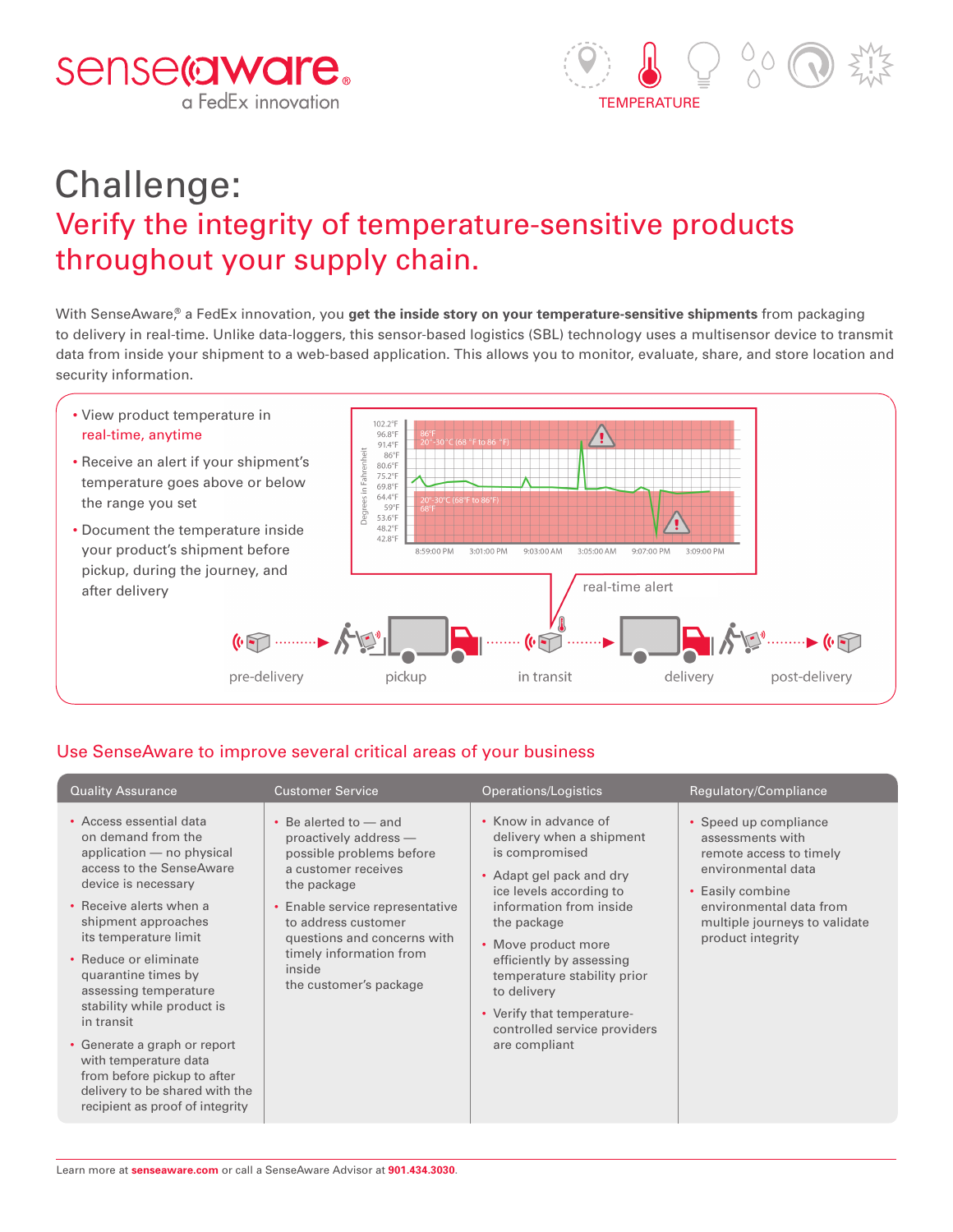senseaware®
a FedEx innovation

TEMPERATURE

# Challenge:

## Verify the integrity of temperature-sensitive products throughout your supply chain.

With SenseAware®, a FedEx innovation, you **get the inside story on your temperature-sensitive shipments** from packaging to delivery in real-time. Unlike data-loggers, this sensor-based logistics (SBL) technology uses a multisensor device to transmit data from inside your shipment to a web-based application. This allows you to monitor, evaluate, share, and store location and security information.

- View product temperature in real-time, anytime
- Receive an alert if your shipment's temperature goes above or below the range you set
- Document the temperature inside your product's shipment before pickup, during the journey, and after delivery

real-time alert

pre-delivery → pickup → in transit → delivery → post-delivery

## Use SenseAware to improve several critical areas of your business

| Quality Assurance | Customer Service | Operations/Logistics | Regulatory/Compliance |
|---|---|---|---|
| • Access essential data on demand from the application — no physical access to the SenseAware device is necessary<br>• Receive alerts when a shipment approaches its temperature limit<br>• Reduce or eliminate quarantine times by assessing temperature stability while product is in transit<br>• Generate a graph or report with temperature data from before pickup to after delivery to be shared with the recipient as proof of integrity | • Be alerted to — and proactively address — possible problems before a customer receives the package<br>• Enable service representative to address customer questions and concerns with timely information from inside the customer's package | • Know in advance of delivery when a shipment is compromised<br>• Adapt gel pack and dry ice levels according to information from inside the package<br>• Move product more efficiently by assessing temperature stability prior to delivery<br>• Verify that temperature-controlled service providers are compliant | • Speed up compliance assessments with remote access to timely environmental data<br>• Easily combine environmental data from multiple journeys to validate product integrity |

Learn more at **senseaware.com** or call a SenseAware Advisor at **901.434.3030**.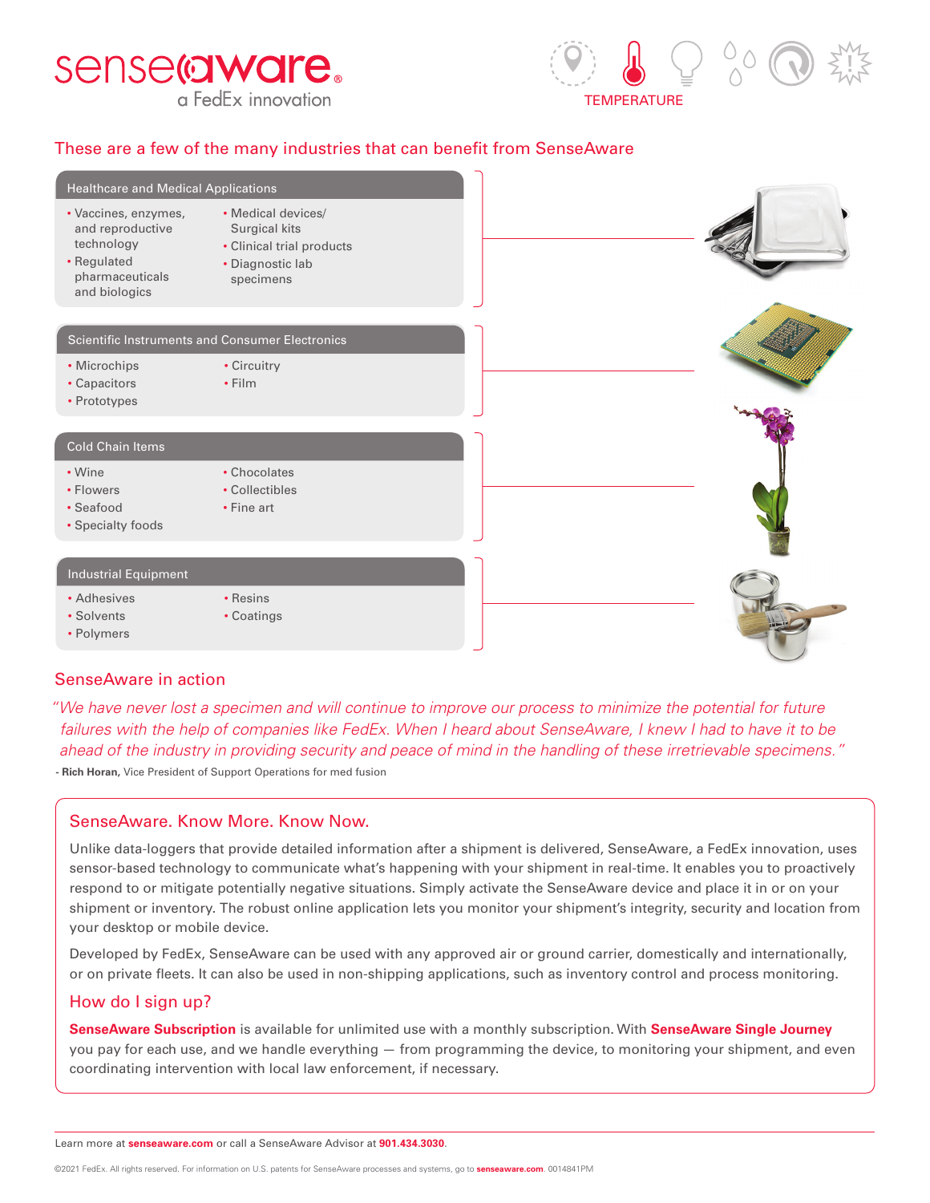senseaware
a FedEx innovation

TEMPERATURE

## These are a few of the many industries that can benefit from SenseAware

### Healthcare and Medical Applications

- Vaccines, enzymes, and reproductive technology
- Regulated pharmaceuticals and biologics
- Medical devices/ Surgical kits
- Clinical trial products
- Diagnostic lab specimens

### Scientific Instruments and Consumer Electronics

- Microchips
- Capacitors
- Prototypes
- Circuitry
- Film

### Cold Chain Items

- Wine
- Flowers
- Seafood
- Specialty foods
- Chocolates
- Collectibles
- Fine art

### Industrial Equipment

- Adhesives
- Solvents
- Polymers
- Resins
- Coatings

## SenseAware in action

*"We have never lost a specimen and will continue to improve our process to minimize the potential for future failures with the help of companies like FedEx. When I heard about SenseAware, I knew I had to have it to be ahead of the industry in providing security and peace of mind in the handling of these irretrievable specimens."*

\- **Rich Horan,** Vice President of Support Operations for med fusion

## SenseAware. Know More. Know Now.

Unlike data-loggers that provide detailed information after a shipment is delivered, SenseAware, a FedEx innovation, uses sensor-based technology to communicate what's happening with your shipment in real-time. It enables you to proactively respond to or mitigate potentially negative situations. Simply activate the SenseAware device and place it in or on your shipment or inventory. The robust online application lets you monitor your shipment's integrity, security and location from your desktop or mobile device.

Developed by FedEx, SenseAware can be used with any approved air or ground carrier, domestically and internationally, or on private fleets. It can also be used in non-shipping applications, such as inventory control and process monitoring.

## How do I sign up?

**SenseAware Subscription** is available for unlimited use with a monthly subscription. With **SenseAware Single Journey** you pay for each use, and we handle everything — from programming the device, to monitoring your shipment, and even coordinating intervention with local law enforcement, if necessary.

Learn more at **senseaware.com** or call a SenseAware Advisor at **901.434.3030**.

©2021 FedEx. All rights reserved. For information on U.S. patents for SenseAware processes and systems, go to **senseaware.com**. 0014841PM